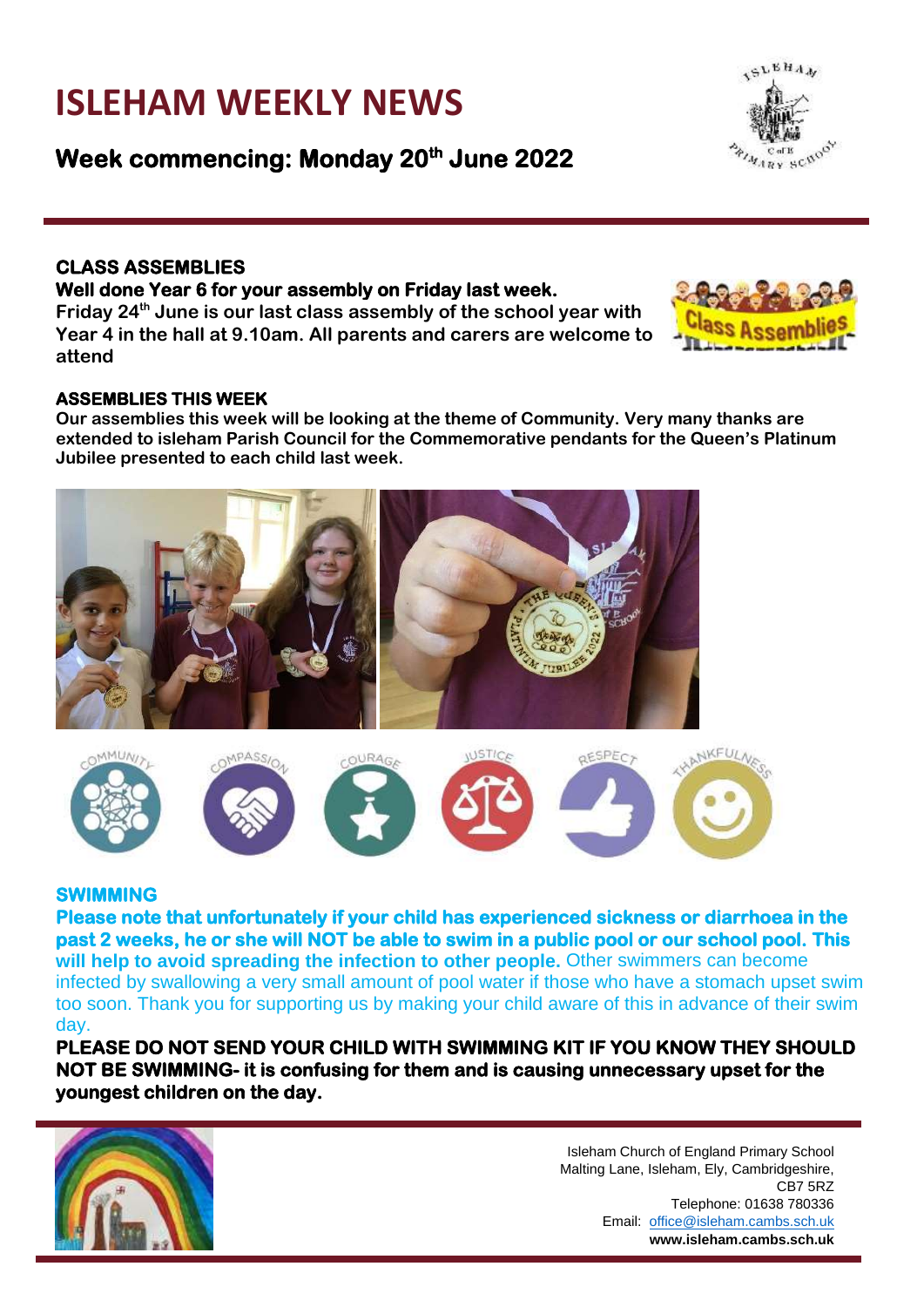# ISLEHAM WEEKLY NEWS

## Week commencing: Monday 20th June 2022

### CLASS ASSEMBLIES

**Well done Year 6 for your assembly on Friday last week.**
**Friday 24th June is our last class assembly of the school year with Year 4 in the hall at 9.10am. All parents and carers are welcome to attend**

### ASSEMBLIES THIS WEEK

**Our assemblies this week will be looking at the theme of Community. Very many thanks are extended to isleham Parish Council for the Commemorative pendants for the Queen's Platinum Jubilee presented to each child last week.**

### SWIMMING

**Please note that unfortunately if your child has experienced sickness or diarrhoea in the past 2 weeks, he or she will NOT be able to swim in a public pool or our school pool. This will help to avoid spreading the infection to other people.** Other swimmers can become infected by swallowing a very small amount of pool water if those who have a stomach upset swim too soon. Thank you for supporting us by making your child aware of this in advance of their swim day.

**PLEASE DO NOT SEND YOUR CHILD WITH SWIMMING KIT IF YOU KNOW THEY SHOULD NOT BE SWIMMING- it is confusing for them and is causing unnecessary upset for the youngest children on the day.**

Isleham Church of England Primary School
Malting Lane, Isleham, Ely, Cambridgeshire,
CB7 5RZ
Telephone: 01638 780336
Email: office@isleham.cambs.sch.uk
**www.isleham.cambs.sch.uk**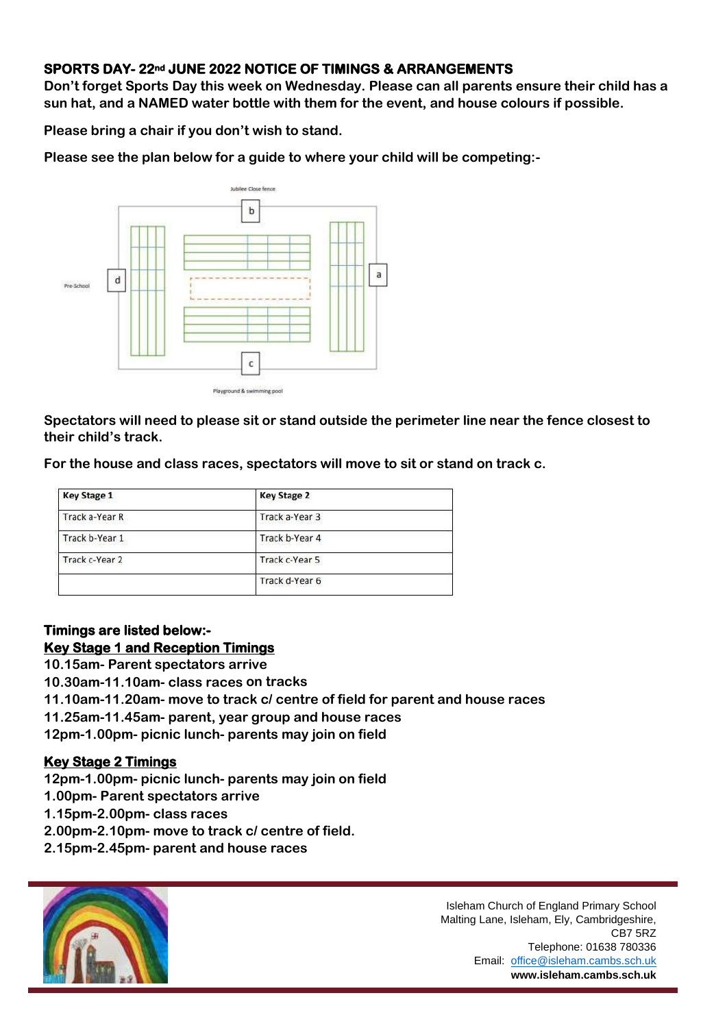**SPORTS DAY- 22nd JUNE 2022 NOTICE OF TIMINGS & ARRANGEMENTS**

**Don't forget Sports Day this week on Wednesday. Please can all parents ensure their child has a sun hat, and a NAMED water bottle with them for the event, and house colours if possible.**

**Please bring a chair if you don't wish to stand.**

**Please see the plan below for a guide to where your child will be competing:-**

Jubilee Close fence

Pre-School

Playground & swimming pool

**Spectators will need to please sit or stand outside the perimeter line near the fence closest to their child's track.**

**For the house and class races, spectators will move to sit or stand on track c.**

| Key Stage 1 | Key Stage 2 |
|---|---|
| Track a-Year R | Track a-Year 3 |
| Track b-Year 1 | Track b-Year 4 |
| Track c-Year 2 | Track c-Year 5 |
| | Track d-Year 6 |

**Timings are listed below:-**

**Key Stage 1 and Reception Timings**

**10.15am- Parent spectators arrive**
**10.30am-11.10am- class races on tracks**
**11.10am-11.20am- move to track c/ centre of field for parent and house races**
**11.25am-11.45am- parent, year group and house races**
**12pm-1.00pm- picnic lunch- parents may join on field**

**Key Stage 2 Timings**

**12pm-1.00pm- picnic lunch- parents may join on field**
**1.00pm- Parent spectators arrive**
**1.15pm-2.00pm- class races**
**2.00pm-2.10pm- move to track c/ centre of field.**
**2.15pm-2.45pm- parent and house races**

Isleham Church of England Primary School
Malting Lane, Isleham, Ely, Cambridgeshire, CB7 5RZ
Telephone: 01638 780336
Email: office@isleham.cambs.sch.uk
**www.isleham.cambs.sch.uk**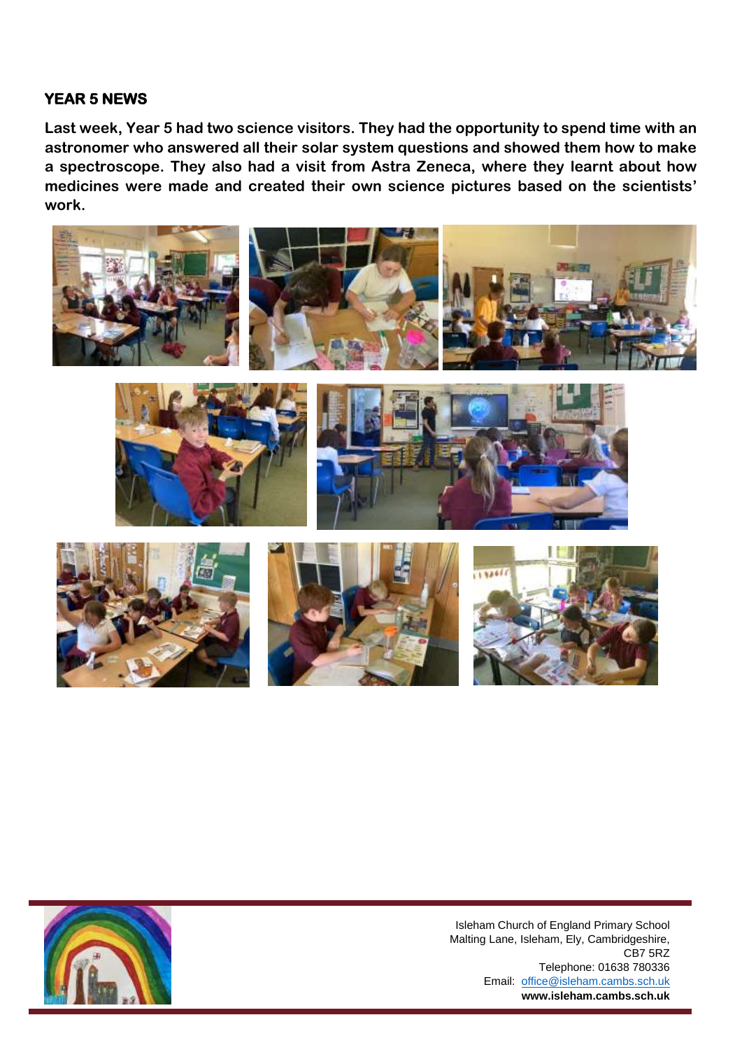## YEAR 5 NEWS

**Last week, Year 5 had two science visitors. They had the opportunity to spend time with an astronomer who answered all their solar system questions and showed them how to make a spectroscope. They also had a visit from Astra Zeneca, where they learnt about how medicines were made and created their own science pictures based on the scientists' work.**

Isleham Church of England Primary School
Malting Lane, Isleham, Ely, Cambridgeshire,
CB7 5RZ
Telephone: 01638 780336
Email: office@isleham.cambs.sch.uk
**www.isleham.cambs.sch.uk**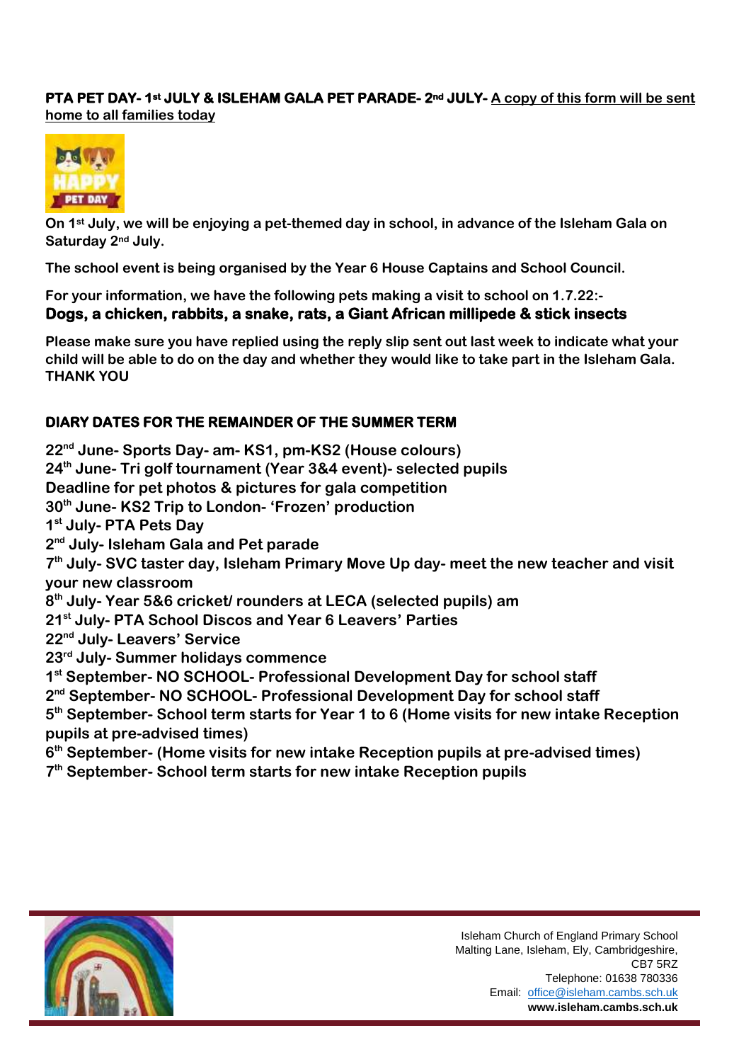**PTA PET DAY- 1st JULY & ISLEHAM GALA PET PARADE- 2nd JULY-** A copy of this form will be sent home to all families today

**On 1st July, we will be enjoying a pet-themed day in school, in advance of the Isleham Gala on Saturday 2nd July.**

**The school event is being organised by the Year 6 House Captains and School Council.**

**For your information, we have the following pets making a visit to school on 1.7.22:-**
**Dogs, a chicken, rabbits, a snake, rats, a Giant African millipede & stick insects**

**Please make sure you have replied using the reply slip sent out last week to indicate what your child will be able to do on the day and whether they would like to take part in the Isleham Gala. THANK YOU**

## DIARY DATES FOR THE REMAINDER OF THE SUMMER TERM

**22nd June- Sports Day- am- KS1, pm-KS2 (House colours)**
**24th June- Tri golf tournament (Year 3&4 event)- selected pupils**
**Deadline for pet photos & pictures for gala competition**
**30th June- KS2 Trip to London- 'Frozen' production**
**1st July- PTA Pets Day**
**2nd July- Isleham Gala and Pet parade**
**7th July- SVC taster day, Isleham Primary Move Up day- meet the new teacher and visit your new classroom**
**8th July- Year 5&6 cricket/ rounders at LECA (selected pupils) am**
**21st July- PTA School Discos and Year 6 Leavers' Parties**
**22nd July- Leavers' Service**
**23rd July- Summer holidays commence**
**1st September- NO SCHOOL- Professional Development Day for school staff**
**2nd September- NO SCHOOL- Professional Development Day for school staff**
**5th September- School term starts for Year 1 to 6 (Home visits for new intake Reception pupils at pre-advised times)**
**6th September- (Home visits for new intake Reception pupils at pre-advised times)**
**7th September- School term starts for new intake Reception pupils**

Isleham Church of England Primary School
Malting Lane, Isleham, Ely, Cambridgeshire,
CB7 5RZ
Telephone: 01638 780336
Email: office@isleham.cambs.sch.uk
**www.isleham.cambs.sch.uk**